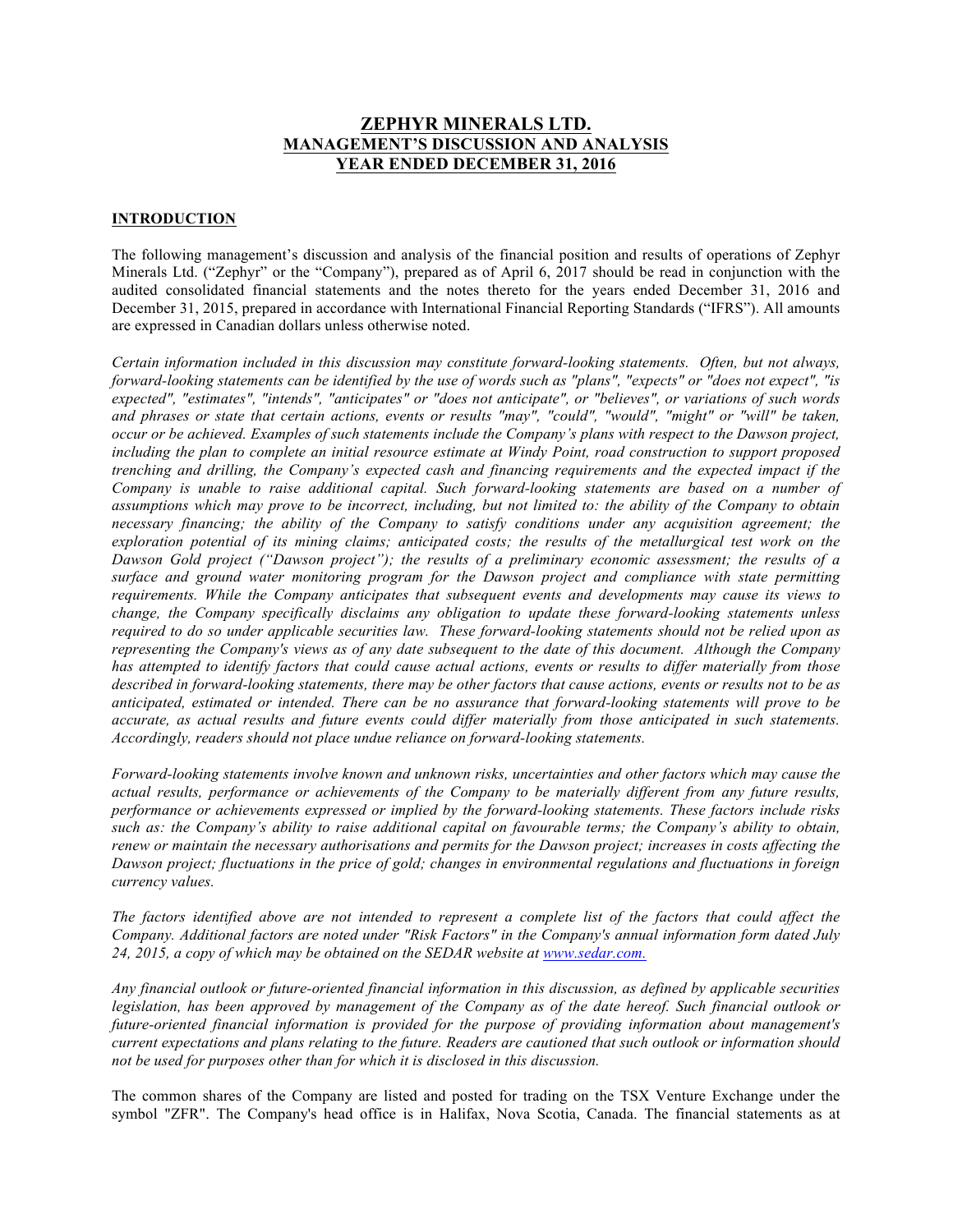# ZEPHYR MINERALS LTD.
# MANAGEMENT'S DISCUSSION AND ANALYSIS
# YEAR ENDED DECEMBER 31, 2016

## INTRODUCTION

The following management's discussion and analysis of the financial position and results of operations of Zephyr Minerals Ltd. ("Zephyr" or the "Company"), prepared as of April 6, 2017 should be read in conjunction with the audited consolidated financial statements and the notes thereto for the years ended December 31, 2016 and December 31, 2015, prepared in accordance with International Financial Reporting Standards ("IFRS"). All amounts are expressed in Canadian dollars unless otherwise noted.

*Certain information included in this discussion may constitute forward-looking statements. Often, but not always, forward-looking statements can be identified by the use of words such as "plans", "expects" or "does not expect", "is expected", "estimates", "intends", "anticipates" or "does not anticipate", or "believes", or variations of such words and phrases or state that certain actions, events or results "may", "could", "would", "might" or "will" be taken, occur or be achieved. Examples of such statements include the Company's plans with respect to the Dawson project, including the plan to complete an initial resource estimate at Windy Point, road construction to support proposed trenching and drilling, the Company's expected cash and financing requirements and the expected impact if the Company is unable to raise additional capital. Such forward-looking statements are based on a number of assumptions which may prove to be incorrect, including, but not limited to: the ability of the Company to obtain necessary financing; the ability of the Company to satisfy conditions under any acquisition agreement; the exploration potential of its mining claims; anticipated costs; the results of the metallurgical test work on the Dawson Gold project ("Dawson project"); the results of a preliminary economic assessment; the results of a surface and ground water monitoring program for the Dawson project and compliance with state permitting requirements. While the Company anticipates that subsequent events and developments may cause its views to change, the Company specifically disclaims any obligation to update these forward-looking statements unless required to do so under applicable securities law. These forward-looking statements should not be relied upon as representing the Company's views as of any date subsequent to the date of this document. Although the Company has attempted to identify factors that could cause actual actions, events or results to differ materially from those described in forward-looking statements, there may be other factors that cause actions, events or results not to be as anticipated, estimated or intended. There can be no assurance that forward-looking statements will prove to be accurate, as actual results and future events could differ materially from those anticipated in such statements. Accordingly, readers should not place undue reliance on forward-looking statements.*

*Forward-looking statements involve known and unknown risks, uncertainties and other factors which may cause the actual results, performance or achievements of the Company to be materially different from any future results, performance or achievements expressed or implied by the forward-looking statements. These factors include risks such as: the Company's ability to raise additional capital on favourable terms; the Company's ability to obtain, renew or maintain the necessary authorisations and permits for the Dawson project; increases in costs affecting the Dawson project; fluctuations in the price of gold; changes in environmental regulations and fluctuations in foreign currency values.*

*The factors identified above are not intended to represent a complete list of the factors that could affect the Company. Additional factors are noted under "Risk Factors" in the Company's annual information form dated July 24, 2015, a copy of which may be obtained on the SEDAR website at [www.sedar.com.](http://www.sedar.com)*

*Any financial outlook or future-oriented financial information in this discussion, as defined by applicable securities legislation, has been approved by management of the Company as of the date hereof. Such financial outlook or future-oriented financial information is provided for the purpose of providing information about management's current expectations and plans relating to the future. Readers are cautioned that such outlook or information should not be used for purposes other than for which it is disclosed in this discussion.*

The common shares of the Company are listed and posted for trading on the TSX Venture Exchange under the symbol "ZFR". The Company's head office is in Halifax, Nova Scotia, Canada. The financial statements as at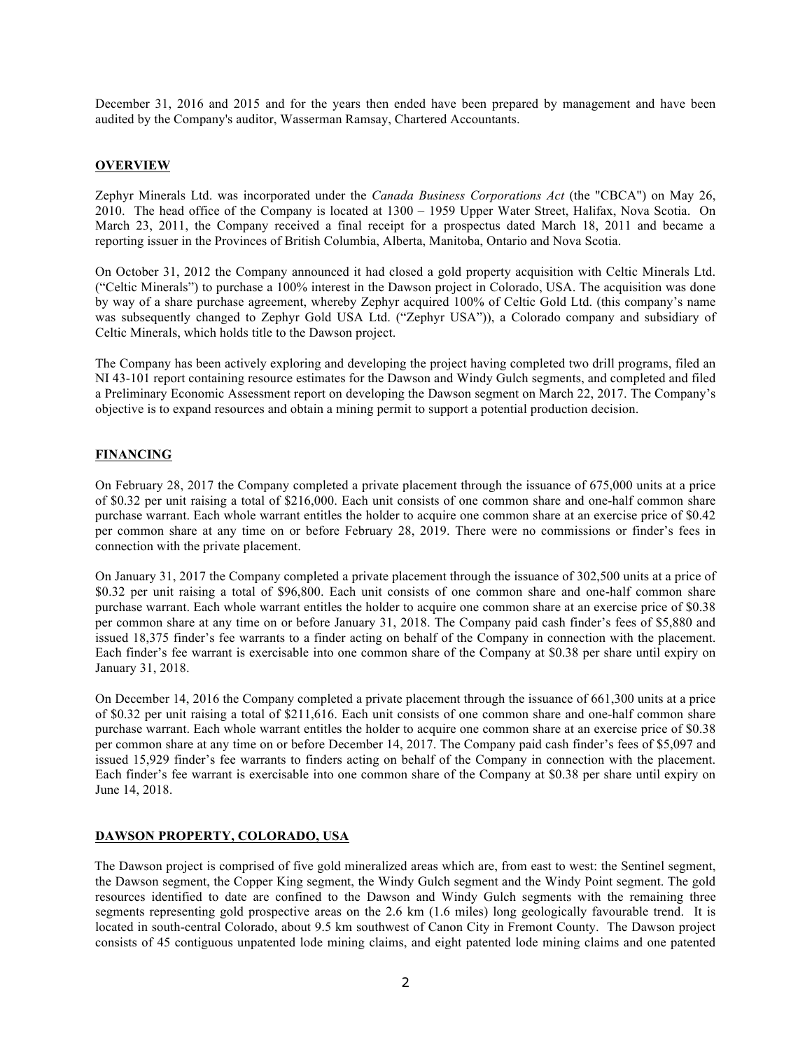December 31, 2016 and 2015 and for the years then ended have been prepared by management and have been audited by the Company's auditor, Wasserman Ramsay, Chartered Accountants.

## OVERVIEW

Zephyr Minerals Ltd. was incorporated under the *Canada Business Corporations Act* (the "CBCA") on May 26, 2010. The head office of the Company is located at 1300 – 1959 Upper Water Street, Halifax, Nova Scotia. On March 23, 2011, the Company received a final receipt for a prospectus dated March 18, 2011 and became a reporting issuer in the Provinces of British Columbia, Alberta, Manitoba, Ontario and Nova Scotia.

On October 31, 2012 the Company announced it had closed a gold property acquisition with Celtic Minerals Ltd. ("Celtic Minerals") to purchase a 100% interest in the Dawson project in Colorado, USA. The acquisition was done by way of a share purchase agreement, whereby Zephyr acquired 100% of Celtic Gold Ltd. (this company's name was subsequently changed to Zephyr Gold USA Ltd. ("Zephyr USA")), a Colorado company and subsidiary of Celtic Minerals, which holds title to the Dawson project.

The Company has been actively exploring and developing the project having completed two drill programs, filed an NI 43-101 report containing resource estimates for the Dawson and Windy Gulch segments, and completed and filed a Preliminary Economic Assessment report on developing the Dawson segment on March 22, 2017. The Company's objective is to expand resources and obtain a mining permit to support a potential production decision.

## FINANCING

On February 28, 2017 the Company completed a private placement through the issuance of 675,000 units at a price of $0.32 per unit raising a total of $216,000. Each unit consists of one common share and one-half common share purchase warrant. Each whole warrant entitles the holder to acquire one common share at an exercise price of $0.42 per common share at any time on or before February 28, 2019. There were no commissions or finder's fees in connection with the private placement.

On January 31, 2017 the Company completed a private placement through the issuance of 302,500 units at a price of $0.32 per unit raising a total of $96,800. Each unit consists of one common share and one-half common share purchase warrant. Each whole warrant entitles the holder to acquire one common share at an exercise price of $0.38 per common share at any time on or before January 31, 2018. The Company paid cash finder's fees of $5,880 and issued 18,375 finder's fee warrants to a finder acting on behalf of the Company in connection with the placement. Each finder's fee warrant is exercisable into one common share of the Company at $0.38 per share until expiry on January 31, 2018.

On December 14, 2016 the Company completed a private placement through the issuance of 661,300 units at a price of $0.32 per unit raising a total of $211,616. Each unit consists of one common share and one-half common share purchase warrant. Each whole warrant entitles the holder to acquire one common share at an exercise price of $0.38 per common share at any time on or before December 14, 2017. The Company paid cash finder's fees of $5,097 and issued 15,929 finder's fee warrants to finders acting on behalf of the Company in connection with the placement. Each finder's fee warrant is exercisable into one common share of the Company at $0.38 per share until expiry on June 14, 2018.

## DAWSON PROPERTY, COLORADO, USA

The Dawson project is comprised of five gold mineralized areas which are, from east to west: the Sentinel segment, the Dawson segment, the Copper King segment, the Windy Gulch segment and the Windy Point segment. The gold resources identified to date are confined to the Dawson and Windy Gulch segments with the remaining three segments representing gold prospective areas on the 2.6 km (1.6 miles) long geologically favourable trend. It is located in south-central Colorado, about 9.5 km southwest of Canon City in Fremont County. The Dawson project consists of 45 contiguous unpatented lode mining claims, and eight patented lode mining claims and one patented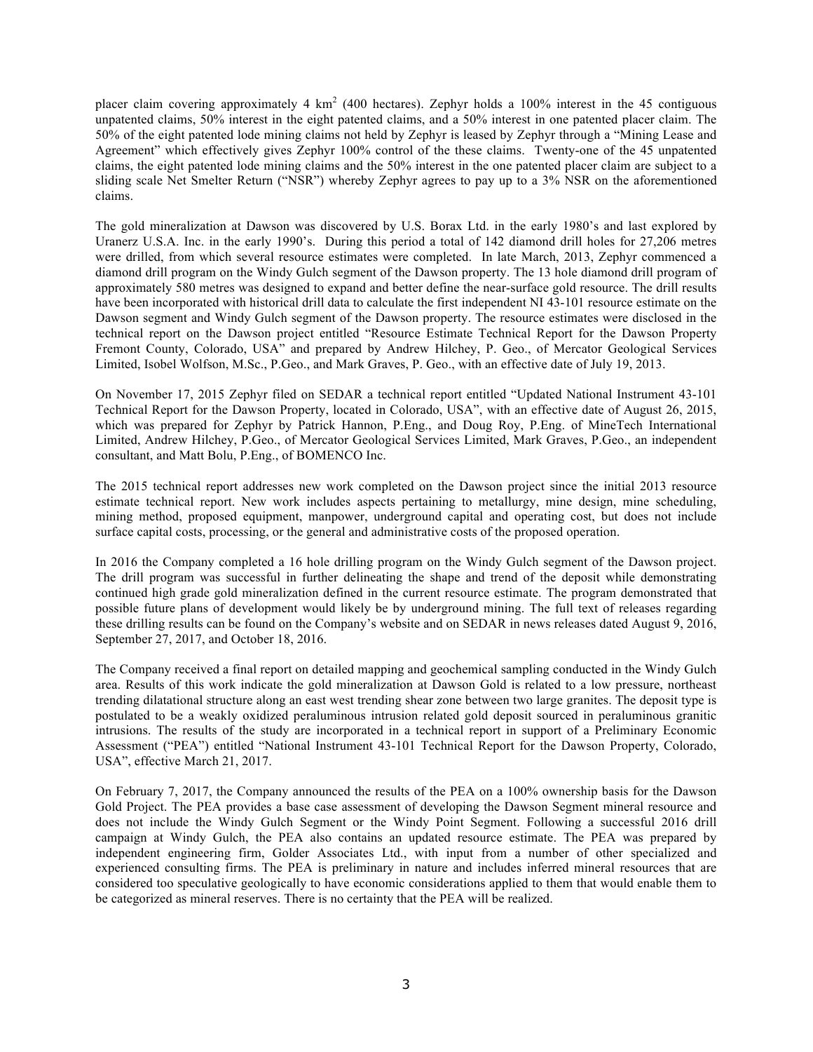placer claim covering approximately 4 $km^2$ (400 hectares). Zephyr holds a 100% interest in the 45 contiguous unpatented claims, 50% interest in the eight patented claims, and a 50% interest in one patented placer claim. The 50% of the eight patented lode mining claims not held by Zephyr is leased by Zephyr through a "Mining Lease and Agreement" which effectively gives Zephyr 100% control of the these claims. Twenty-one of the 45 unpatented claims, the eight patented lode mining claims and the 50% interest in the one patented placer claim are subject to a sliding scale Net Smelter Return ("NSR") whereby Zephyr agrees to pay up to a 3% NSR on the aforementioned claims.

The gold mineralization at Dawson was discovered by U.S. Borax Ltd. in the early 1980's and last explored by Uranerz U.S.A. Inc. in the early 1990's. During this period a total of 142 diamond drill holes for 27,206 metres were drilled, from which several resource estimates were completed. In late March, 2013, Zephyr commenced a diamond drill program on the Windy Gulch segment of the Dawson property. The 13 hole diamond drill program of approximately 580 metres was designed to expand and better define the near-surface gold resource. The drill results have been incorporated with historical drill data to calculate the first independent NI 43-101 resource estimate on the Dawson segment and Windy Gulch segment of the Dawson property. The resource estimates were disclosed in the technical report on the Dawson project entitled "Resource Estimate Technical Report for the Dawson Property Fremont County, Colorado, USA" and prepared by Andrew Hilchey, P. Geo., of Mercator Geological Services Limited, Isobel Wolfson, M.Sc., P.Geo., and Mark Graves, P. Geo., with an effective date of July 19, 2013.

On November 17, 2015 Zephyr filed on SEDAR a technical report entitled "Updated National Instrument 43-101 Technical Report for the Dawson Property, located in Colorado, USA", with an effective date of August 26, 2015, which was prepared for Zephyr by Patrick Hannon, P.Eng., and Doug Roy, P.Eng. of MineTech International Limited, Andrew Hilchey, P.Geo., of Mercator Geological Services Limited, Mark Graves, P.Geo., an independent consultant, and Matt Bolu, P.Eng., of BOMENCO Inc.

The 2015 technical report addresses new work completed on the Dawson project since the initial 2013 resource estimate technical report. New work includes aspects pertaining to metallurgy, mine design, mine scheduling, mining method, proposed equipment, manpower, underground capital and operating cost, but does not include surface capital costs, processing, or the general and administrative costs of the proposed operation.

In 2016 the Company completed a 16 hole drilling program on the Windy Gulch segment of the Dawson project. The drill program was successful in further delineating the shape and trend of the deposit while demonstrating continued high grade gold mineralization defined in the current resource estimate. The program demonstrated that possible future plans of development would likely be by underground mining. The full text of releases regarding these drilling results can be found on the Company's website and on SEDAR in news releases dated August 9, 2016, September 27, 2017, and October 18, 2016.

The Company received a final report on detailed mapping and geochemical sampling conducted in the Windy Gulch area. Results of this work indicate the gold mineralization at Dawson Gold is related to a low pressure, northeast trending dilatational structure along an east west trending shear zone between two large granites. The deposit type is postulated to be a weakly oxidized peraluminous intrusion related gold deposit sourced in peraluminous granitic intrusions. The results of the study are incorporated in a technical report in support of a Preliminary Economic Assessment ("PEA") entitled "National Instrument 43-101 Technical Report for the Dawson Property, Colorado, USA", effective March 21, 2017.

On February 7, 2017, the Company announced the results of the PEA on a 100% ownership basis for the Dawson Gold Project. The PEA provides a base case assessment of developing the Dawson Segment mineral resource and does not include the Windy Gulch Segment or the Windy Point Segment. Following a successful 2016 drill campaign at Windy Gulch, the PEA also contains an updated resource estimate. The PEA was prepared by independent engineering firm, Golder Associates Ltd., with input from a number of other specialized and experienced consulting firms. The PEA is preliminary in nature and includes inferred mineral resources that are considered too speculative geologically to have economic considerations applied to them that would enable them to be categorized as mineral reserves. There is no certainty that the PEA will be realized.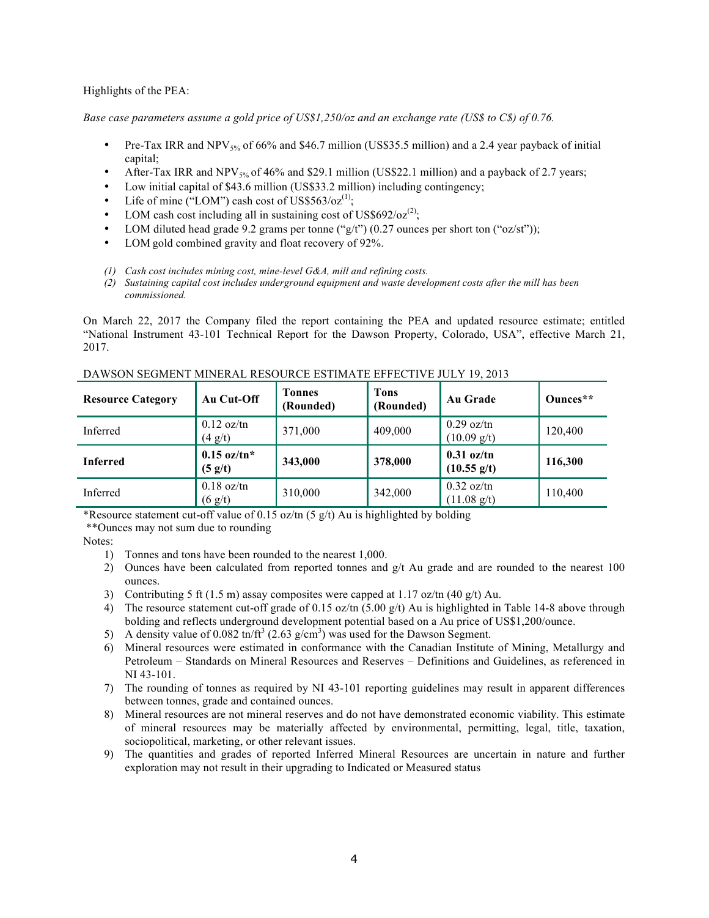Highlights of the PEA:

*Base case parameters assume a gold price of US$1,250/oz and an exchange rate (US$ to C$) of 0.76.*

- Pre-Tax IRR and $NPV_{5\%}$ of 66% and $46.7 million (US$35.5 million) and a 2.4 year payback of initial capital;
- After-Tax IRR and $NPV_{5\%}$ of 46% and $29.1 million (US$22.1 million) and a payback of 2.7 years;
- Low initial capital of $43.6 million (US$33.2 million) including contingency;
- Life of mine ("LOM") cash cost of US$563/oz[(1)];
- LOM cash cost including all in sustaining cost of US$692/oz[(2)];
- LOM diluted head grade 9.2 grams per tonne ("g/t") (0.27 ounces per short ton ("oz/st"));
- LOM gold combined gravity and float recovery of 92%.

*(1) Cash cost includes mining cost, mine-level G&A, mill and refining costs.*
*(2) Sustaining capital cost includes underground equipment and waste development costs after the mill has been commissioned.*

On March 22, 2017 the Company filed the report containing the PEA and updated resource estimate; entitled "National Instrument 43-101 Technical Report for the Dawson Property, Colorado, USA", effective March 21, 2017.

DAWSON SEGMENT MINERAL RESOURCE ESTIMATE EFFECTIVE JULY 19, 2013

| Resource Category | Au Cut-Off | Tonnes (Rounded) | Tons (Rounded) | Au Grade | Ounces** |
|---|---|---|---|---|---|
| Inferred | 0.12 oz/tn (4 g/t) | 371,000 | 409,000 | 0.29 oz/tn (10.09 g/t) | 120,400 |
| **Inferred** | **0.15 oz/tn* (5 g/t)** | **343,000** | **378,000** | **0.31 oz/tn (10.55 g/t)** | **116,300** |
| Inferred | 0.18 oz/tn (6 g/t) | 310,000 | 342,000 | 0.32 oz/tn (11.08 g/t) | 110,400 |

*Resource statement cut-off value of 0.15 oz/tn (5 g/t) Au is highlighted by bolding
**Ounces may not sum due to rounding

Notes:

1) Tonnes and tons have been rounded to the nearest 1,000.
2) Ounces have been calculated from reported tonnes and g/t Au grade and are rounded to the nearest 100 ounces.
3) Contributing 5 ft (1.5 m) assay composites were capped at 1.17 oz/tn (40 g/t) Au.
4) The resource statement cut-off grade of 0.15 oz/tn (5.00 g/t) Au is highlighted in Table 14-8 above through bolding and reflects underground development potential based on a Au price of US$1,200/ounce.
5) A density value of 0.082 $tn/ft^3$ (2.63 $g/cm^3$) was used for the Dawson Segment.
6) Mineral resources were estimated in conformance with the Canadian Institute of Mining, Metallurgy and Petroleum – Standards on Mineral Resources and Reserves – Definitions and Guidelines, as referenced in NI 43-101.
7) The rounding of tonnes as required by NI 43-101 reporting guidelines may result in apparent differences between tonnes, grade and contained ounces.
8) Mineral resources are not mineral reserves and do not have demonstrated economic viability. This estimate of mineral resources may be materially affected by environmental, permitting, legal, title, taxation, sociopolitical, marketing, or other relevant issues.
9) The quantities and grades of reported Inferred Mineral Resources are uncertain in nature and further exploration may not result in their upgrading to Indicated or Measured status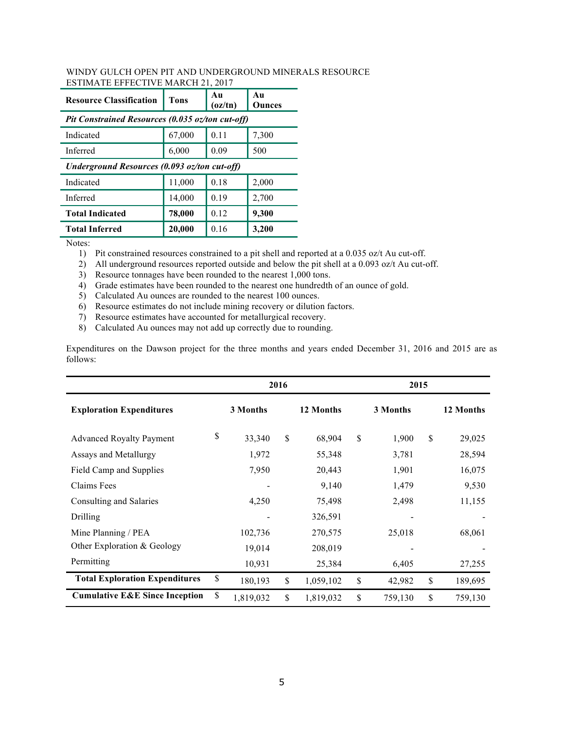WINDY GULCH OPEN PIT AND UNDERGROUND MINERALS RESOURCE ESTIMATE EFFECTIVE MARCH 21, 2017

| Resource Classification | Tons | Au (oz/tn) | Au Ounces |
|---|---|---|---|
| ***Pit Constrained Resources (0.035 oz/ton cut-off)*** | | | |
| Indicated | 67,000 | 0.11 | 7,300 |
| Inferred | 6,000 | 0.09 | 500 |
| ***Underground Resources (0.093 oz/ton cut-off)*** | | | |
| Indicated | 11,000 | 0.18 | 2,000 |
| Inferred | 14,000 | 0.19 | 2,700 |
| **Total Indicated** | **78,000** | 0.12 | **9,300** |
| **Total Inferred** | **20,000** | 0.16 | **3,200** |

Notes:

1) Pit constrained resources constrained to a pit shell and reported at a 0.035 oz/t Au cut-off.
2) All underground resources reported outside and below the pit shell at a 0.093 oz/t Au cut-off.
3) Resource tonnages have been rounded to the nearest 1,000 tons.
4) Grade estimates have been rounded to the nearest one hundredth of an ounce of gold.
5) Calculated Au ounces are rounded to the nearest 100 ounces.
6) Resource estimates do not include mining recovery or dilution factors.
7) Resource estimates have accounted for metallurgical recovery.
8) Calculated Au ounces may not add up correctly due to rounding.

Expenditures on the Dawson project for the three months and years ended December 31, 2016 and 2015 are as follows:

| | 2016 | | 2015 | |
|---|---|---|---|---|
| **Exploration Expenditures** | **3 Months** | **12 Months** | **3 Months** | **12 Months** |
| Advanced Royalty Payment | $ 33,340 | $ 68,904 | $ 1,900 | $ 29,025 |
| Assays and Metallurgy | 1,972 | 55,348 | 3,781 | 28,594 |
| Field Camp and Supplies | 7,950 | 20,443 | 1,901 | 16,075 |
| Claims Fees | - | 9,140 | 1,479 | 9,530 |
| Consulting and Salaries | 4,250 | 75,498 | 2,498 | 11,155 |
| Drilling | - | 326,591 | - | - |
| Mine Planning / PEA | 102,736 | 270,575 | 25,018 | 68,061 |
| Other Exploration & Geology | 19,014 | 208,019 | - | - |
| Permitting | 10,931 | 25,384 | 6,405 | 27,255 |
| **Total Exploration Expenditures** | $ 180,193 | $ 1,059,102 | $ 42,982 | $ 189,695 |
| **Cumulative E&E Since Inception** | $ 1,819,032 | $ 1,819,032 | $ 759,130 | $ 759,130 |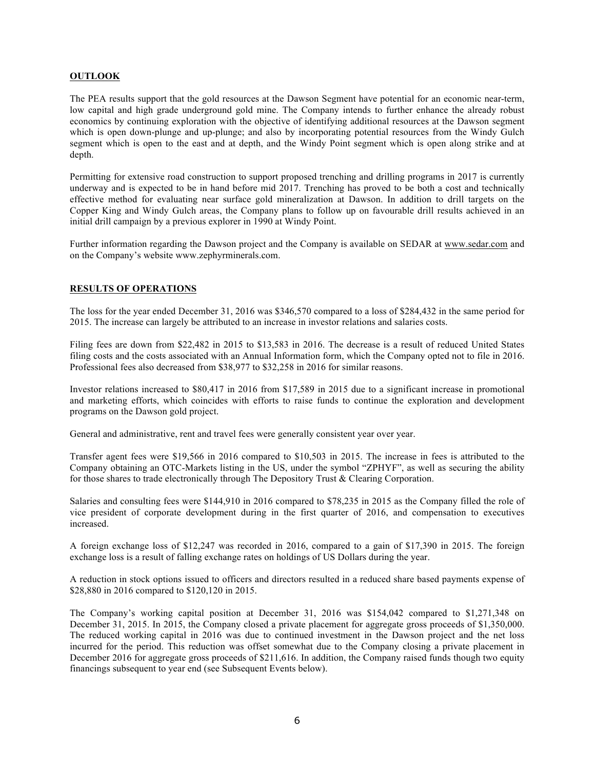## OUTLOOK

The PEA results support that the gold resources at the Dawson Segment have potential for an economic near-term, low capital and high grade underground gold mine. The Company intends to further enhance the already robust economics by continuing exploration with the objective of identifying additional resources at the Dawson segment which is open down-plunge and up-plunge; and also by incorporating potential resources from the Windy Gulch segment which is open to the east and at depth, and the Windy Point segment which is open along strike and at depth.

Permitting for extensive road construction to support proposed trenching and drilling programs in 2017 is currently underway and is expected to be in hand before mid 2017. Trenching has proved to be both a cost and technically effective method for evaluating near surface gold mineralization at Dawson. In addition to drill targets on the Copper King and Windy Gulch areas, the Company plans to follow up on favourable drill results achieved in an initial drill campaign by a previous explorer in 1990 at Windy Point.

Further information regarding the Dawson project and the Company is available on SEDAR at www.sedar.com and on the Company's website www.zephyrminerals.com.

## RESULTS OF OPERATIONS

The loss for the year ended December 31, 2016 was $346,570 compared to a loss of $284,432 in the same period for 2015. The increase can largely be attributed to an increase in investor relations and salaries costs.

Filing fees are down from $22,482 in 2015 to $13,583 in 2016. The decrease is a result of reduced United States filing costs and the costs associated with an Annual Information form, which the Company opted not to file in 2016. Professional fees also decreased from $38,977 to $32,258 in 2016 for similar reasons.

Investor relations increased to $80,417 in 2016 from $17,589 in 2015 due to a significant increase in promotional and marketing efforts, which coincides with efforts to raise funds to continue the exploration and development programs on the Dawson gold project.

General and administrative, rent and travel fees were generally consistent year over year.

Transfer agent fees were $19,566 in 2016 compared to $10,503 in 2015. The increase in fees is attributed to the Company obtaining an OTC-Markets listing in the US, under the symbol "ZPHYF", as well as securing the ability for those shares to trade electronically through The Depository Trust & Clearing Corporation.

Salaries and consulting fees were $144,910 in 2016 compared to $78,235 in 2015 as the Company filled the role of vice president of corporate development during in the first quarter of 2016, and compensation to executives increased.

A foreign exchange loss of $12,247 was recorded in 2016, compared to a gain of $17,390 in 2015. The foreign exchange loss is a result of falling exchange rates on holdings of US Dollars during the year.

A reduction in stock options issued to officers and directors resulted in a reduced share based payments expense of $28,880 in 2016 compared to $120,120 in 2015.

The Company's working capital position at December 31, 2016 was $154,042 compared to $1,271,348 on December 31, 2015. In 2015, the Company closed a private placement for aggregate gross proceeds of $1,350,000. The reduced working capital in 2016 was due to continued investment in the Dawson project and the net loss incurred for the period. This reduction was offset somewhat due to the Company closing a private placement in December 2016 for aggregate gross proceeds of $211,616. In addition, the Company raised funds though two equity financings subsequent to year end (see Subsequent Events below).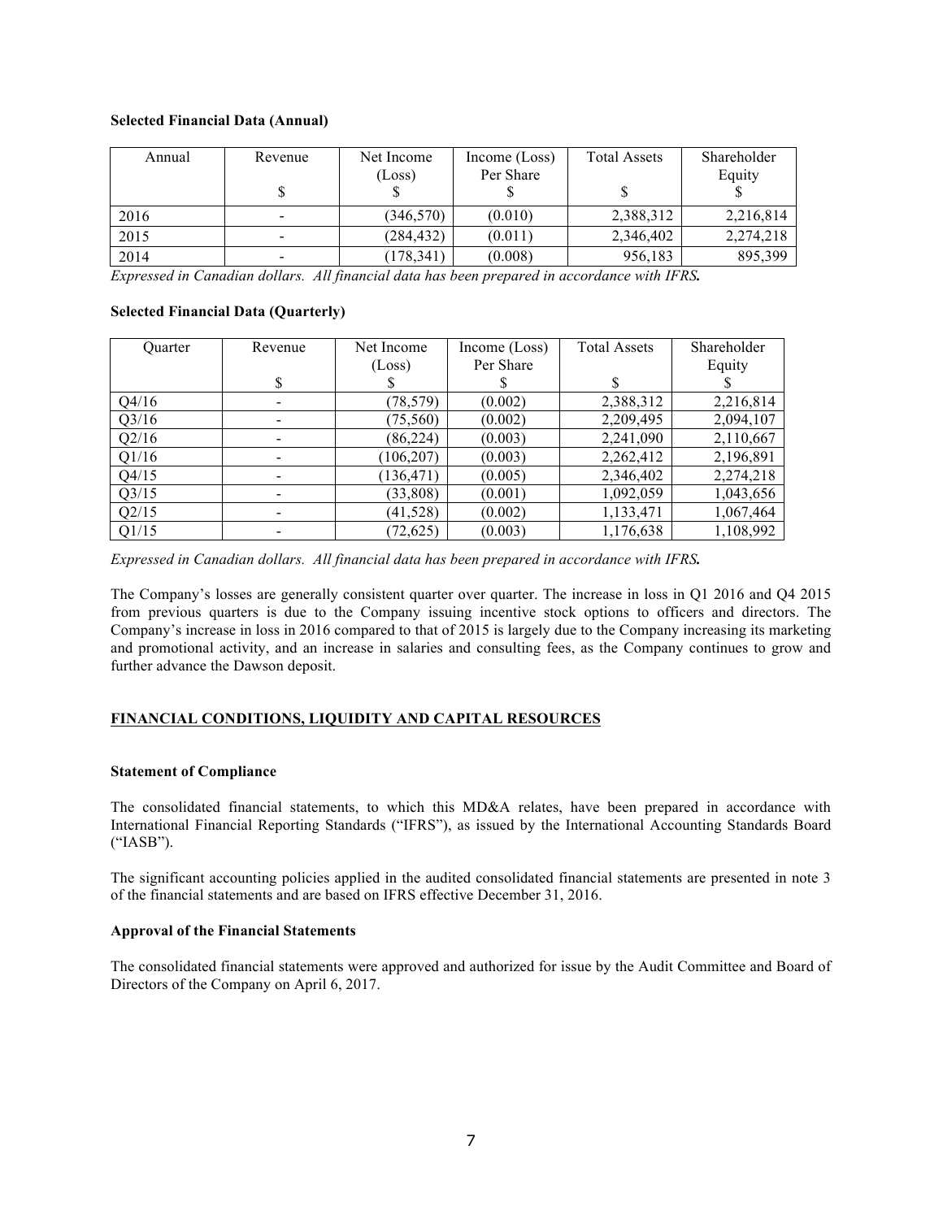**Selected Financial Data (Annual)**

| Annual | Revenue<br>$ | Net Income (Loss)<br>$ | Income (Loss) Per Share<br>$ | Total Assets<br>$ | Shareholder Equity<br>$ |
|---|---|---|---|---|---|
| 2016 | - | (346,570) | (0.010) | 2,388,312 | 2,216,814 |
| 2015 | - | (284,432) | (0.011) | 2,346,402 | 2,274,218 |
| 2014 | - | (178,341) | (0.008) | 956,183 | 895,399 |

*Expressed in Canadian dollars. All financial data has been prepared in accordance with IFRS.*

**Selected Financial Data (Quarterly)**

| Quarter | Revenue<br>$ | Net Income (Loss)<br>$ | Income (Loss) Per Share<br>$ | Total Assets<br>$ | Shareholder Equity<br>$ |
|---|---|---|---|---|---|
| Q4/16 | - | (78,579) | (0.002) | 2,388,312 | 2,216,814 |
| Q3/16 | - | (75,560) | (0.002) | 2,209,495 | 2,094,107 |
| Q2/16 | - | (86,224) | (0.003) | 2,241,090 | 2,110,667 |
| Q1/16 | - | (106,207) | (0.003) | 2,262,412 | 2,196,891 |
| Q4/15 | - | (136,471) | (0.005) | 2,346,402 | 2,274,218 |
| Q3/15 | - | (33,808) | (0.001) | 1,092,059 | 1,043,656 |
| Q2/15 | - | (41,528) | (0.002) | 1,133,471 | 1,067,464 |
| Q1/15 | - | (72,625) | (0.003) | 1,176,638 | 1,108,992 |

*Expressed in Canadian dollars. All financial data has been prepared in accordance with IFRS.*

The Company's losses are generally consistent quarter over quarter. The increase in loss in Q1 2016 and Q4 2015 from previous quarters is due to the Company issuing incentive stock options to officers and directors. The Company's increase in loss in 2016 compared to that of 2015 is largely due to the Company increasing its marketing and promotional activity, and an increase in salaries and consulting fees, as the Company continues to grow and further advance the Dawson deposit.

## FINANCIAL CONDITIONS, LIQUIDITY AND CAPITAL RESOURCES

**Statement of Compliance**

The consolidated financial statements, to which this MD&A relates, have been prepared in accordance with International Financial Reporting Standards ("IFRS"), as issued by the International Accounting Standards Board ("IASB").

The significant accounting policies applied in the audited consolidated financial statements are presented in note 3 of the financial statements and are based on IFRS effective December 31, 2016.

**Approval of the Financial Statements**

The consolidated financial statements were approved and authorized for issue by the Audit Committee and Board of Directors of the Company on April 6, 2017.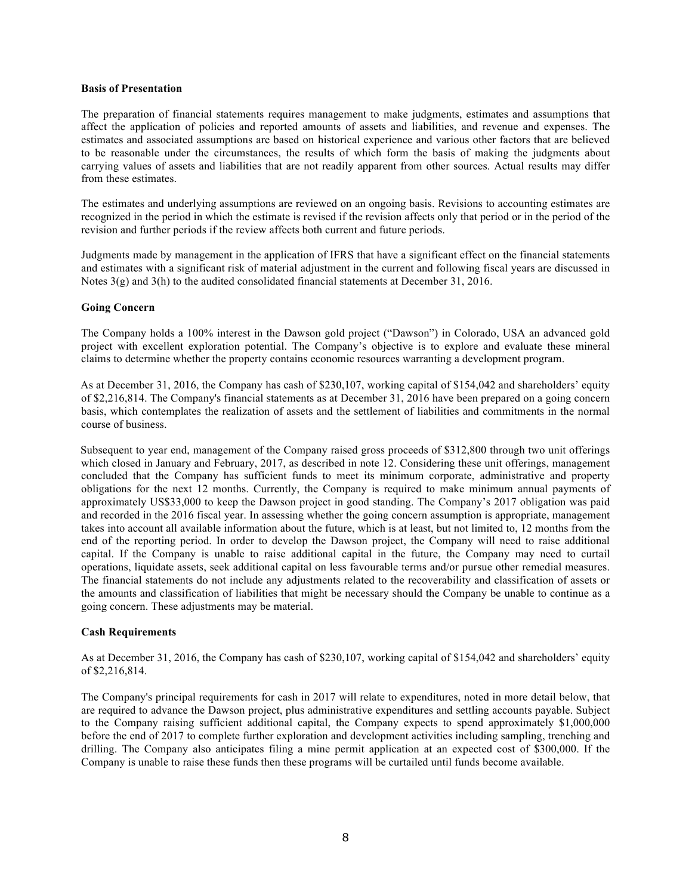**Basis of Presentation**

The preparation of financial statements requires management to make judgments, estimates and assumptions that affect the application of policies and reported amounts of assets and liabilities, and revenue and expenses. The estimates and associated assumptions are based on historical experience and various other factors that are believed to be reasonable under the circumstances, the results of which form the basis of making the judgments about carrying values of assets and liabilities that are not readily apparent from other sources. Actual results may differ from these estimates.

The estimates and underlying assumptions are reviewed on an ongoing basis. Revisions to accounting estimates are recognized in the period in which the estimate is revised if the revision affects only that period or in the period of the revision and further periods if the review affects both current and future periods.

Judgments made by management in the application of IFRS that have a significant effect on the financial statements and estimates with a significant risk of material adjustment in the current and following fiscal years are discussed in Notes 3(g) and 3(h) to the audited consolidated financial statements at December 31, 2016.

**Going Concern**

The Company holds a 100% interest in the Dawson gold project ("Dawson") in Colorado, USA an advanced gold project with excellent exploration potential. The Company's objective is to explore and evaluate these mineral claims to determine whether the property contains economic resources warranting a development program.

As at December 31, 2016, the Company has cash of $230,107, working capital of $154,042 and shareholders' equity of $2,216,814. The Company's financial statements as at December 31, 2016 have been prepared on a going concern basis, which contemplates the realization of assets and the settlement of liabilities and commitments in the normal course of business.

Subsequent to year end, management of the Company raised gross proceeds of $312,800 through two unit offerings which closed in January and February, 2017, as described in note 12. Considering these unit offerings, management concluded that the Company has sufficient funds to meet its minimum corporate, administrative and property obligations for the next 12 months. Currently, the Company is required to make minimum annual payments of approximately US$33,000 to keep the Dawson project in good standing. The Company's 2017 obligation was paid and recorded in the 2016 fiscal year. In assessing whether the going concern assumption is appropriate, management takes into account all available information about the future, which is at least, but not limited to, 12 months from the end of the reporting period. In order to develop the Dawson project, the Company will need to raise additional capital. If the Company is unable to raise additional capital in the future, the Company may need to curtail operations, liquidate assets, seek additional capital on less favourable terms and/or pursue other remedial measures. The financial statements do not include any adjustments related to the recoverability and classification of assets or the amounts and classification of liabilities that might be necessary should the Company be unable to continue as a going concern. These adjustments may be material.

**Cash Requirements**

As at December 31, 2016, the Company has cash of $230,107, working capital of $154,042 and shareholders' equity of $2,216,814.

The Company's principal requirements for cash in 2017 will relate to expenditures, noted in more detail below, that are required to advance the Dawson project, plus administrative expenditures and settling accounts payable. Subject to the Company raising sufficient additional capital, the Company expects to spend approximately $1,000,000 before the end of 2017 to complete further exploration and development activities including sampling, trenching and drilling. The Company also anticipates filing a mine permit application at an expected cost of $300,000. If the Company is unable to raise these funds then these programs will be curtailed until funds become available.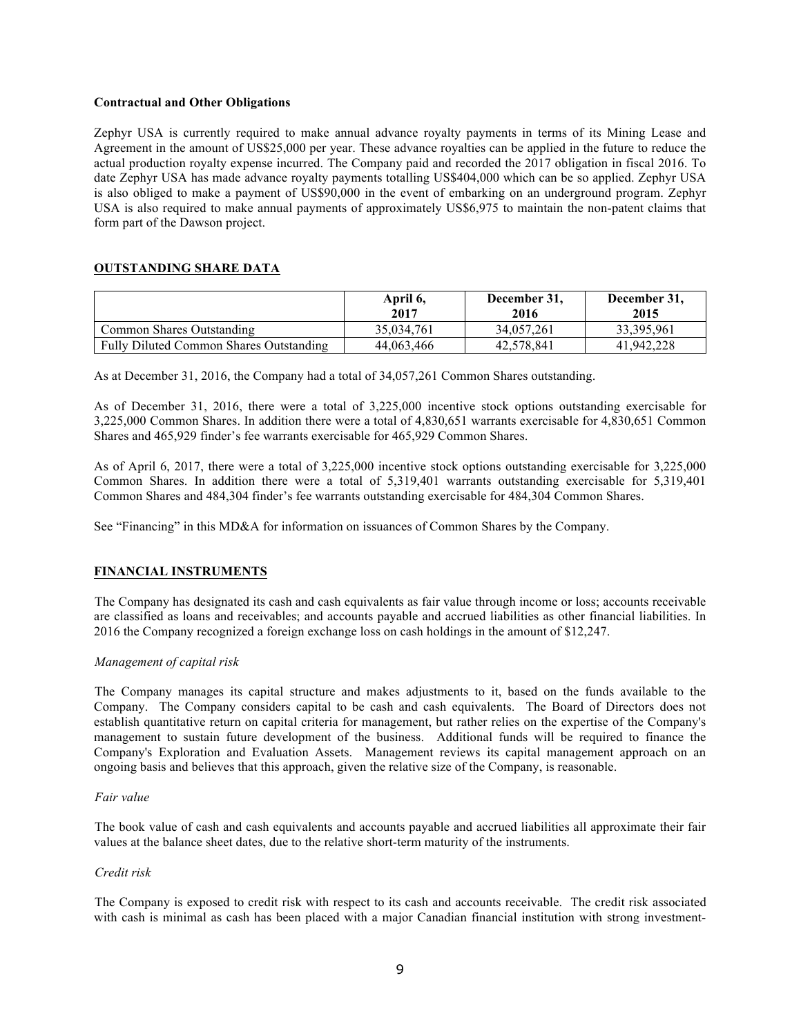**Contractual and Other Obligations**

Zephyr USA is currently required to make annual advance royalty payments in terms of its Mining Lease and Agreement in the amount of US$25,000 per year. These advance royalties can be applied in the future to reduce the actual production royalty expense incurred. The Company paid and recorded the 2017 obligation in fiscal 2016. To date Zephyr USA has made advance royalty payments totalling US$404,000 which can be so applied. Zephyr USA is also obliged to make a payment of US$90,000 in the event of embarking on an underground program. Zephyr USA is also required to make annual payments of approximately US$6,975 to maintain the non-patent claims that form part of the Dawson project.

## OUTSTANDING SHARE DATA

| | April 6, 2017 | December 31, 2016 | December 31, 2015 |
|---|---|---|---|
| Common Shares Outstanding | 35,034,761 | 34,057,261 | 33,395,961 |
| Fully Diluted Common Shares Outstanding | 44,063,466 | 42,578,841 | 41,942,228 |

As at December 31, 2016, the Company had a total of 34,057,261 Common Shares outstanding.

As of December 31, 2016, there were a total of 3,225,000 incentive stock options outstanding exercisable for 3,225,000 Common Shares. In addition there were a total of 4,830,651 warrants exercisable for 4,830,651 Common Shares and 465,929 finder's fee warrants exercisable for 465,929 Common Shares.

As of April 6, 2017, there were a total of 3,225,000 incentive stock options outstanding exercisable for 3,225,000 Common Shares. In addition there were a total of 5,319,401 warrants outstanding exercisable for 5,319,401 Common Shares and 484,304 finder's fee warrants outstanding exercisable for 484,304 Common Shares.

See "Financing" in this MD&A for information on issuances of Common Shares by the Company.

## FINANCIAL INSTRUMENTS

The Company has designated its cash and cash equivalents as fair value through income or loss; accounts receivable are classified as loans and receivables; and accounts payable and accrued liabilities as other financial liabilities. In 2016 the Company recognized a foreign exchange loss on cash holdings in the amount of $12,247.

*Management of capital risk*

The Company manages its capital structure and makes adjustments to it, based on the funds available to the Company. The Company considers capital to be cash and cash equivalents. The Board of Directors does not establish quantitative return on capital criteria for management, but rather relies on the expertise of the Company's management to sustain future development of the business. Additional funds will be required to finance the Company's Exploration and Evaluation Assets. Management reviews its capital management approach on an ongoing basis and believes that this approach, given the relative size of the Company, is reasonable.

*Fair value*

The book value of cash and cash equivalents and accounts payable and accrued liabilities all approximate their fair values at the balance sheet dates, due to the relative short-term maturity of the instruments.

*Credit risk*

The Company is exposed to credit risk with respect to its cash and accounts receivable. The credit risk associated with cash is minimal as cash has been placed with a major Canadian financial institution with strong investment-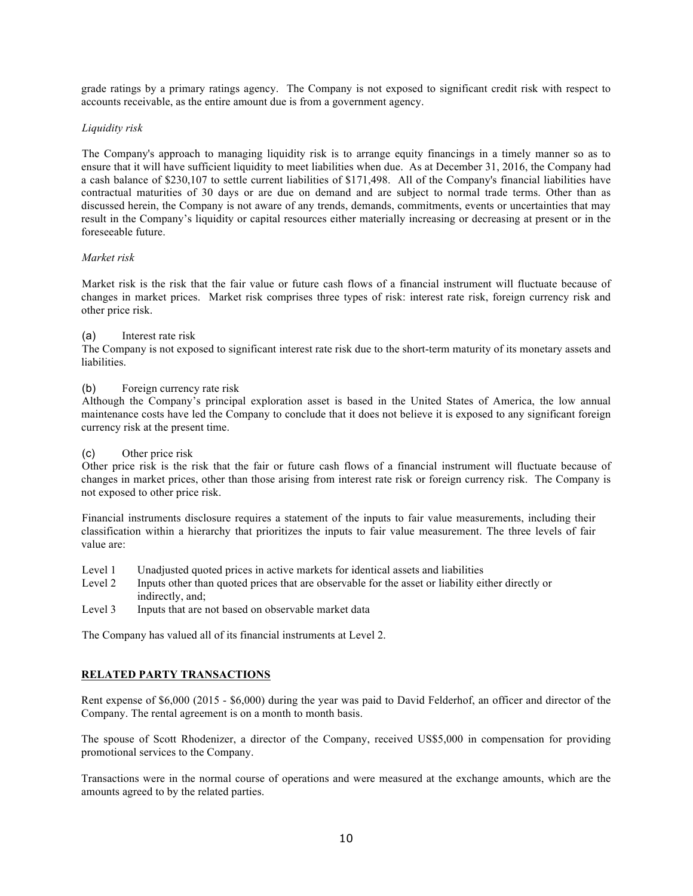grade ratings by a primary ratings agency. The Company is not exposed to significant credit risk with respect to accounts receivable, as the entire amount due is from a government agency.

*Liquidity risk*

The Company's approach to managing liquidity risk is to arrange equity financings in a timely manner so as to ensure that it will have sufficient liquidity to meet liabilities when due. As at December 31, 2016, the Company had a cash balance of $230,107 to settle current liabilities of $171,498. All of the Company's financial liabilities have contractual maturities of 30 days or are due on demand and are subject to normal trade terms. Other than as discussed herein, the Company is not aware of any trends, demands, commitments, events or uncertainties that may result in the Company's liquidity or capital resources either materially increasing or decreasing at present or in the foreseeable future.

*Market risk*

Market risk is the risk that the fair value or future cash flows of a financial instrument will fluctuate because of changes in market prices. Market risk comprises three types of risk: interest rate risk, foreign currency risk and other price risk.

(a) Interest rate risk

The Company is not exposed to significant interest rate risk due to the short-term maturity of its monetary assets and liabilities.

(b) Foreign currency rate risk

Although the Company's principal exploration asset is based in the United States of America, the low annual maintenance costs have led the Company to conclude that it does not believe it is exposed to any significant foreign currency risk at the present time.

(c) Other price risk

Other price risk is the risk that the fair or future cash flows of a financial instrument will fluctuate because of changes in market prices, other than those arising from interest rate risk or foreign currency risk. The Company is not exposed to other price risk.

Financial instruments disclosure requires a statement of the inputs to fair value measurements, including their classification within a hierarchy that prioritizes the inputs to fair value measurement. The three levels of fair value are:

- Level 1 Unadjusted quoted prices in active markets for identical assets and liabilities
- Level 2 Inputs other than quoted prices that are observable for the asset or liability either directly or indirectly, and;
- Level 3 Inputs that are not based on observable market data

The Company has valued all of its financial instruments at Level 2.

## RELATED PARTY TRANSACTIONS

Rent expense of $6,000 (2015 - $6,000) during the year was paid to David Felderhof, an officer and director of the Company. The rental agreement is on a month to month basis.

The spouse of Scott Rhodenizer, a director of the Company, received US$5,000 in compensation for providing promotional services to the Company.

Transactions were in the normal course of operations and were measured at the exchange amounts, which are the amounts agreed to by the related parties.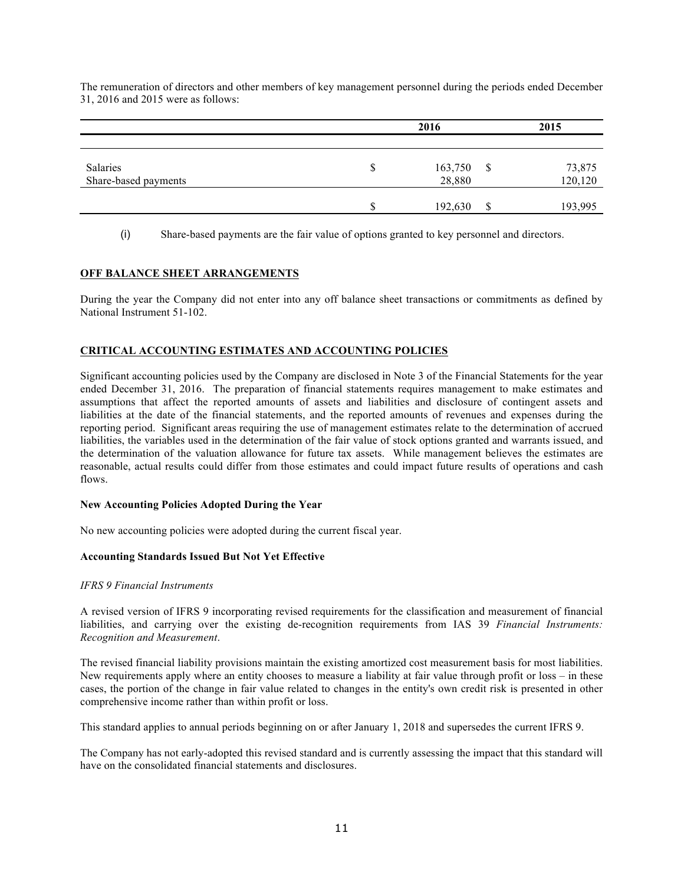The remuneration of directors and other members of key management personnel during the periods ended December 31, 2016 and 2015 were as follows:

| | 2016 | 2015 |
|---|---|---|
| Salaries | $ 163,750 | $ 73,875 |
| Share-based payments | 28,880 | 120,120 |
| | $ 192,630 | $ 193,995 |

(i) Share-based payments are the fair value of options granted to key personnel and directors.

## OFF BALANCE SHEET ARRANGEMENTS

During the year the Company did not enter into any off balance sheet transactions or commitments as defined by National Instrument 51-102.

## CRITICAL ACCOUNTING ESTIMATES AND ACCOUNTING POLICIES

Significant accounting policies used by the Company are disclosed in Note 3 of the Financial Statements for the year ended December 31, 2016. The preparation of financial statements requires management to make estimates and assumptions that affect the reported amounts of assets and liabilities and disclosure of contingent assets and liabilities at the date of the financial statements, and the reported amounts of revenues and expenses during the reporting period. Significant areas requiring the use of management estimates relate to the determination of accrued liabilities, the variables used in the determination of the fair value of stock options granted and warrants issued, and the determination of the valuation allowance for future tax assets. While management believes the estimates are reasonable, actual results could differ from those estimates and could impact future results of operations and cash flows.

### New Accounting Policies Adopted During the Year

No new accounting policies were adopted during the current fiscal year.

### Accounting Standards Issued But Not Yet Effective

*IFRS 9 Financial Instruments*

A revised version of IFRS 9 incorporating revised requirements for the classification and measurement of financial liabilities, and carrying over the existing de-recognition requirements from IAS 39 *Financial Instruments: Recognition and Measurement*.

The revised financial liability provisions maintain the existing amortized cost measurement basis for most liabilities. New requirements apply where an entity chooses to measure a liability at fair value through profit or loss – in these cases, the portion of the change in fair value related to changes in the entity's own credit risk is presented in other comprehensive income rather than within profit or loss.

This standard applies to annual periods beginning on or after January 1, 2018 and supersedes the current IFRS 9.

The Company has not early-adopted this revised standard and is currently assessing the impact that this standard will have on the consolidated financial statements and disclosures.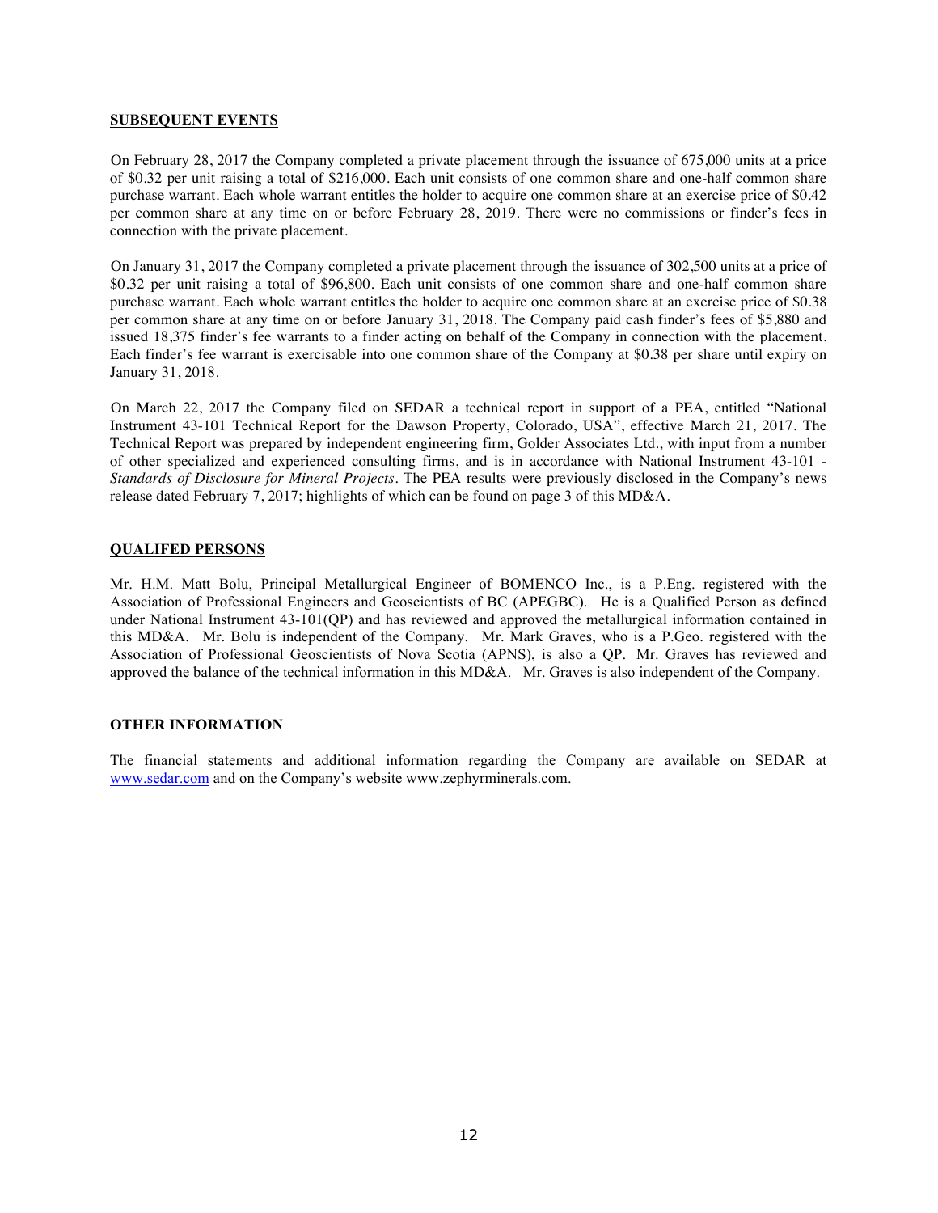## SUBSEQUENT EVENTS

On February 28, 2017 the Company completed a private placement through the issuance of 675,000 units at a price of $0.32 per unit raising a total of $216,000. Each unit consists of one common share and one-half common share purchase warrant. Each whole warrant entitles the holder to acquire one common share at an exercise price of $0.42 per common share at any time on or before February 28, 2019. There were no commissions or finder's fees in connection with the private placement.

On January 31, 2017 the Company completed a private placement through the issuance of 302,500 units at a price of $0.32 per unit raising a total of $96,800. Each unit consists of one common share and one-half common share purchase warrant. Each whole warrant entitles the holder to acquire one common share at an exercise price of $0.38 per common share at any time on or before January 31, 2018. The Company paid cash finder's fees of $5,880 and issued 18,375 finder's fee warrants to a finder acting on behalf of the Company in connection with the placement. Each finder's fee warrant is exercisable into one common share of the Company at $0.38 per share until expiry on January 31, 2018.

On March 22, 2017 the Company filed on SEDAR a technical report in support of a PEA, entitled "National Instrument 43-101 Technical Report for the Dawson Property, Colorado, USA", effective March 21, 2017. The Technical Report was prepared by independent engineering firm, Golder Associates Ltd., with input from a number of other specialized and experienced consulting firms, and is in accordance with National Instrument 43-101 - *Standards of Disclosure for Mineral Projects*. The PEA results were previously disclosed in the Company's news release dated February 7, 2017; highlights of which can be found on page 3 of this MD&A.

## QUALIFED PERSONS

Mr. H.M. Matt Bolu, Principal Metallurgical Engineer of BOMENCO Inc., is a P.Eng. registered with the Association of Professional Engineers and Geoscientists of BC (APEGBC). He is a Qualified Person as defined under National Instrument 43-101(QP) and has reviewed and approved the metallurgical information contained in this MD&A. Mr. Bolu is independent of the Company. Mr. Mark Graves, who is a P.Geo. registered with the Association of Professional Geoscientists of Nova Scotia (APNS), is also a QP. Mr. Graves has reviewed and approved the balance of the technical information in this MD&A. Mr. Graves is also independent of the Company.

## OTHER INFORMATION

The financial statements and additional information regarding the Company are available on SEDAR at www.sedar.com and on the Company's website www.zephyrminerals.com.